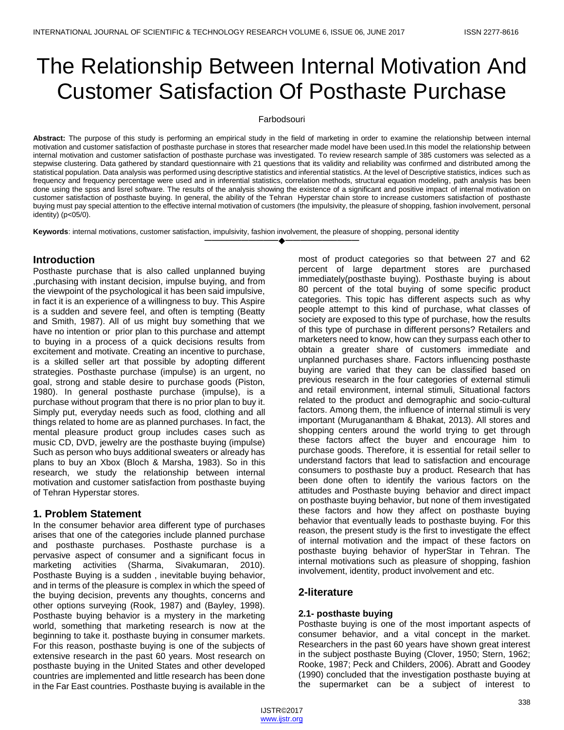# The Relationship Between Internal Motivation And Customer Satisfaction Of Posthaste Purchase

Farbodsouri

**Abstract:** The purpose of this study is performing an empirical study in the field of marketing in order to examine the relationship between internal motivation and customer satisfaction of posthaste purchase in stores that researcher made model have been used.In this model the relationship between internal motivation and customer satisfaction of posthaste purchase was investigated. To review research sample of 385 customers was selected as a stepwise clustering. Data gathered by standard questionnaire with 21 questions that its validity and reliability was confirmed and distributed among the statistical population. Data analysis was performed using descriptive statistics and inferential statistics. At the level of Descriptive statistics, indices such as frequency and frequency percentage were used and in inferential statistics, correlation methods, structural equation modeling, path analysis has been done using the spss and lisrel software. The results of the analysis showing the existence of a significant and positive impact of internal motivation on customer satisfaction of posthaste buying. In general, the ability of the Tehran Hyperstar chain store to increase customers satisfaction of posthaste buying must pay special attention to the effective internal motivation of customers (the impulsivity, the pleasure of shopping, fashion involvement, personal identity) (p<05/0).

**Keywords**: internal motivations, customer satisfaction, impulsivity, fashion involvement, the pleasure of shopping, personal identity

## Introduction

Posthaste purchase that is also called unplanned buying ,purchasing with instant decision, impulse buying, and from the viewpoint of the psychological it has been said impulsive, in fact it is an experience of a willingness to buy. This Aspire is a sudden and severe feel, and often is tempting (Beatty and Smith, 1987). All of us might buy something that we have no intention or prior plan to this purchase and attempt to buying in a process of a quick decisions results from excitement and motivate. Creating an incentive to purchase, is a skilled seller art that possible by adopting different strategies. Posthaste purchase (impulse) is an urgent, no goal, strong and stable desire to purchase goods (Piston, 1980). In general posthaste purchase (impulse), is a purchase without program that there is no prior plan to buy it. Simply put, everyday needs such as food, clothing and all things related to home are as planned purchases. In fact, the mental pleasure product group includes cases such as music CD, DVD, jewelry are the posthaste buying (impulse) Such as person who buys additional sweaters or already has plans to buy an Xbox (Bloch & Marsha, 1983). So in this research, we study the relationship between internal motivation and customer satisfaction from posthaste buying of Tehran Hyperstar stores.

## 1. Problem Statement

In the consumer behavior area different type of purchases arises that one of the categories include planned purchase and posthaste purchases. Posthaste purchase is a pervasive aspect of consumer and a significant focus in marketing activities (Sharma, Sivakumaran, 2010). Posthaste Buying is a sudden , inevitable buying behavior, and in terms of the pleasure is complex in which the speed of the buying decision, prevents any thoughts, concerns and other options surveying (Rook, 1987) and (Bayley, 1998). Posthaste buying behavior is a mystery in the marketing world, something that marketing research is now at the beginning to take it. posthaste buying in consumer markets. For this reason, posthaste buying is one of the subjects of extensive research in the past 60 years. Most research on posthaste buying in the United States and other developed countries are implemented and little research has been done in the Far East countries. Posthaste buying is available in the most of product categories so that between 27 and 62 percent of large department stores are purchased immediately(posthaste buying). Posthaste buying is about 80 percent of the total buying of some specific product categories. This topic has different aspects such as why people attempt to this kind of purchase, what classes of society are exposed to this type of purchase, how the results of this type of purchase in different persons? Retailers and marketers need to know, how can they surpass each other to obtain a greater share of customers immediate and unplanned purchases share. Factors influencing posthaste buying are varied that they can be classified based on previous research in the four categories of external stimuli and retail environment, internal stimuli, Situational factors related to the product and demographic and socio-cultural factors. Among them, the influence of internal stimuli is very important (Muruganantham & Bhakat, 2013). All stores and shopping centers around the world trying to get through these factors affect the buyer and encourage him to purchase goods. Therefore, it is essential for retail seller to understand factors that lead to satisfaction and encourage consumers to posthaste buy a product. Research that has been done often to identify the various factors on the attitudes and Posthaste buying behavior and direct impact on posthaste buying behavior, but none of them investigated these factors and how they affect on posthaste buying behavior that eventually leads to posthaste buying. For this reason, the present study is the first to investigate the effect of internal motivation and the impact of these factors on posthaste buying behavior of hyperStar in Tehran. The internal motivations such as pleasure of shopping, fashion involvement, identity, product involvement and etc.

## 2-literature

### 2.1- posthaste buying

Posthaste buying is one of the most important aspects of consumer behavior, and a vital concept in the market. Researchers in the past 60 years have shown great interest in the subject posthaste Buying (Clover, 1950; Stern, 1962; Rooke, 1987; Peck and Childers, 2006). Abratt and Goodey (1990) concluded that the investigation posthaste buying at the supermarket can be a subject of interest to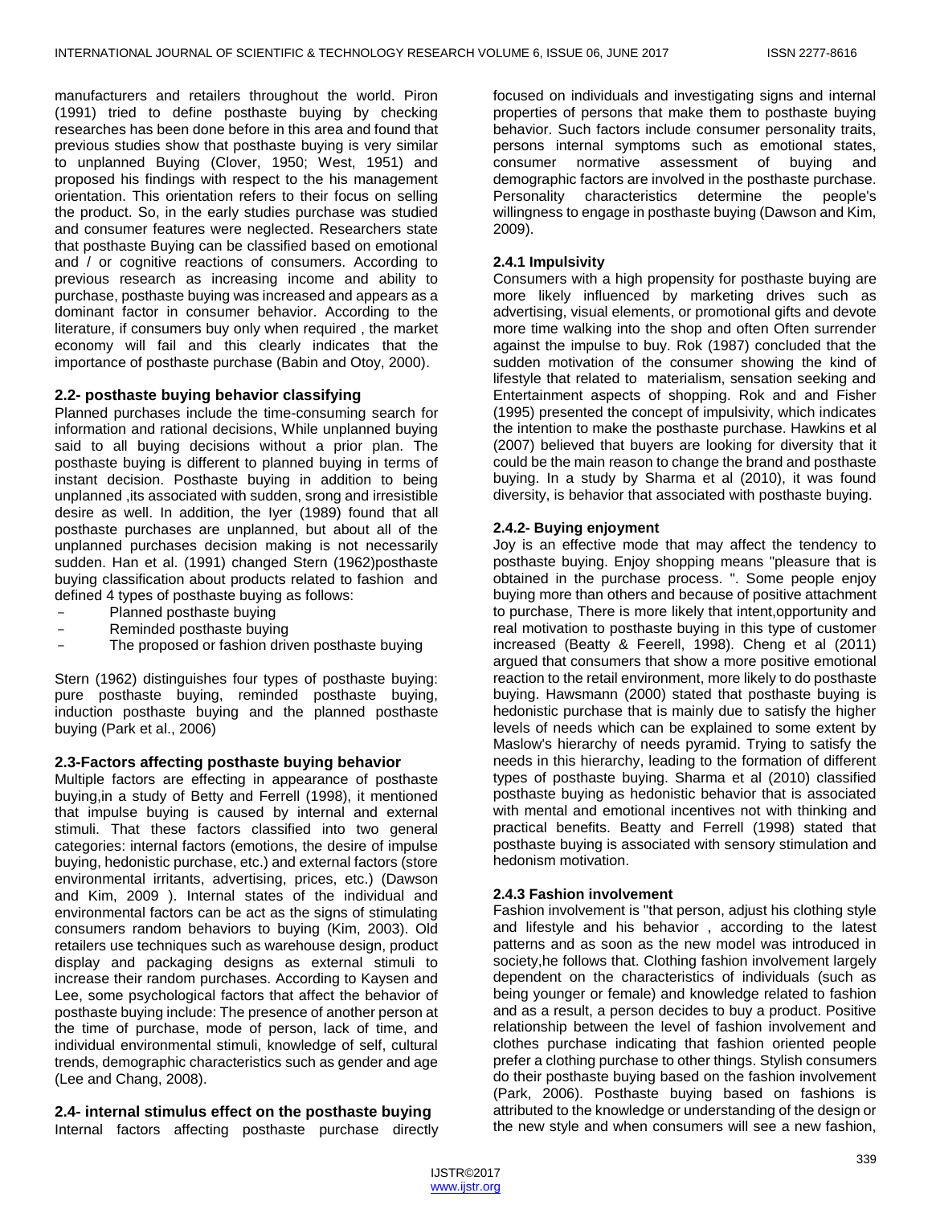manufacturers and retailers throughout the world. Piron (1991) tried to define posthaste buying by checking researches has been done before in this area and found that previous studies show that posthaste buying is very similar to unplanned Buying (Clover, 1950; West, 1951) and proposed his findings with respect to the his management orientation. This orientation refers to their focus on selling the product. So, in the early studies purchase was studied and consumer features were neglected. Researchers state that posthaste Buying can be classified based on emotional and / or cognitive reactions of consumers. According to previous research as increasing income and ability to purchase, posthaste buying was increased and appears as a dominant factor in consumer behavior. According to the literature, if consumers buy only when required , the market economy will fail and this clearly indicates that the importance of posthaste purchase (Babin and Otoy, 2000).

## 2.2- posthaste buying behavior classifying

Planned purchases include the time-consuming search for information and rational decisions, While unplanned buying said to all buying decisions without a prior plan. The posthaste buying is different to planned buying in terms of instant decision. Posthaste buying in addition to being unplanned ,its associated with sudden, srong and irresistible desire as well. In addition, the Iyer (1989) found that all posthaste purchases are unplanned, but about all of the unplanned purchases decision making is not necessarily sudden. Han et al. (1991) changed Stern (1962)posthaste buying classification about products related to fashion and defined 4 types of posthaste buying as follows:

- Planned posthaste buying
- Reminded posthaste buying
- The proposed or fashion driven posthaste buying

Stern (1962) distinguishes four types of posthaste buying: pure posthaste buying, reminded posthaste buying, induction posthaste buying and the planned posthaste buying (Park et al., 2006)

## 2.3-Factors affecting posthaste buying behavior

Multiple factors are effecting in appearance of posthaste buying,in a study of Betty and Ferrell (1998), it mentioned that impulse buying is caused by internal and external stimuli. That these factors classified into two general categories: internal factors (emotions, the desire of impulse buying, hedonistic purchase, etc.) and external factors (store environmental irritants, advertising, prices, etc.) (Dawson and Kim, 2009 ). Internal states of the individual and environmental factors can be act as the signs of stimulating consumers random behaviors to buying (Kim, 2003). Old retailers use techniques such as warehouse design, product display and packaging designs as external stimuli to increase their random purchases. According to Kaysen and Lee, some psychological factors that affect the behavior of posthaste buying include: The presence of another person at the time of purchase, mode of person, lack of time, and individual environmental stimuli, knowledge of self, cultural trends, demographic characteristics such as gender and age (Lee and Chang, 2008).

## 2.4- internal stimulus effect on the posthaste buying

Internal factors affecting posthaste purchase directly focused on individuals and investigating signs and internal properties of persons that make them to posthaste buying behavior. Such factors include consumer personality traits, persons internal symptoms such as emotional states, consumer normative assessment of buying and demographic factors are involved in the posthaste purchase. Personality characteristics determine the people's willingness to engage in posthaste buying (Dawson and Kim, 2009).

### 2.4.1 Impulsivity

Consumers with a high propensity for posthaste buying are more likely influenced by marketing drives such as advertising, visual elements, or promotional gifts and devote more time walking into the shop and often Often surrender against the impulse to buy. Rok (1987) concluded that the sudden motivation of the consumer showing the kind of lifestyle that related to materialism, sensation seeking and Entertainment aspects of shopping. Rok and and Fisher (1995) presented the concept of impulsivity, which indicates the intention to make the posthaste purchase. Hawkins et al (2007) believed that buyers are looking for diversity that it could be the main reason to change the brand and posthaste buying. In a study by Sharma et al (2010), it was found diversity, is behavior that associated with posthaste buying.

### 2.4.2- Buying enjoyment

Joy is an effective mode that may affect the tendency to posthaste buying. Enjoy shopping means "pleasure that is obtained in the purchase process. ". Some people enjoy buying more than others and because of positive attachment to purchase, There is more likely that intent,opportunity and real motivation to posthaste buying in this type of customer increased (Beatty & Feerell, 1998). Cheng et al (2011) argued that consumers that show a more positive emotional reaction to the retail environment, more likely to do posthaste buying. Hawsmann (2000) stated that posthaste buying is hedonistic purchase that is mainly due to satisfy the higher levels of needs which can be explained to some extent by Maslow's hierarchy of needs pyramid. Trying to satisfy the needs in this hierarchy, leading to the formation of different types of posthaste buying. Sharma et al (2010) classified posthaste buying as hedonistic behavior that is associated with mental and emotional incentives not with thinking and practical benefits. Beatty and Ferrell (1998) stated that posthaste buying is associated with sensory stimulation and hedonism motivation.

### 2.4.3 Fashion involvement

Fashion involvement is "that person, adjust his clothing style and lifestyle and his behavior , according to the latest patterns and as soon as the new model was introduced in society,he follows that. Clothing fashion involvement largely dependent on the characteristics of individuals (such as being younger or female) and knowledge related to fashion and as a result, a person decides to buy a product. Positive relationship between the level of fashion involvement and clothes purchase indicating that fashion oriented people prefer a clothing purchase to other things. Stylish consumers do their posthaste buying based on the fashion involvement (Park, 2006). Posthaste buying based on fashions is attributed to the knowledge or understanding of the design or the new style and when consumers will see a new fashion,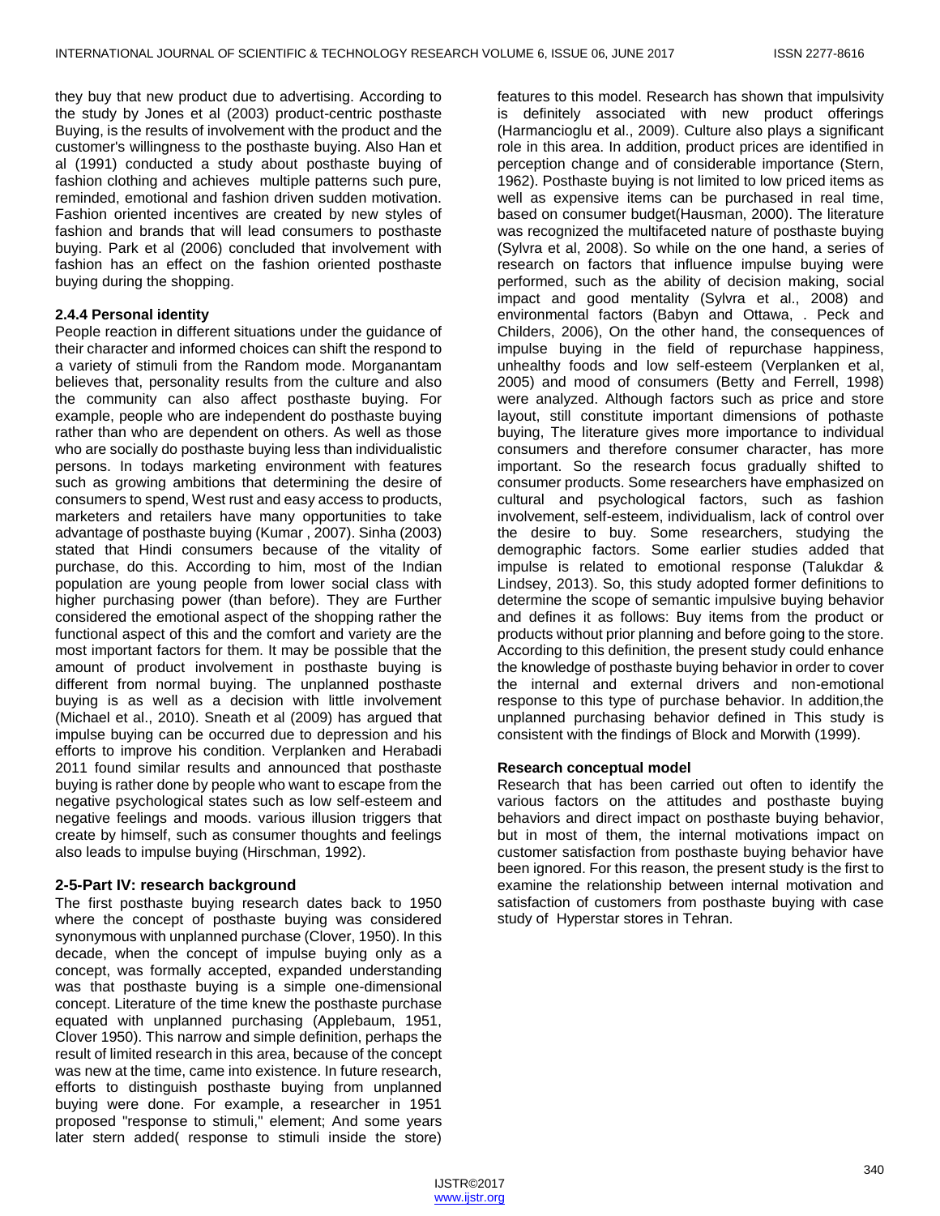they buy that new product due to advertising. According to the study by Jones et al (2003) product-centric posthaste Buying, is the results of involvement with the product and the customer's willingness to the posthaste buying. Also Han et al (1991) conducted a study about posthaste buying of fashion clothing and achieves multiple patterns such pure, reminded, emotional and fashion driven sudden motivation. Fashion oriented incentives are created by new styles of fashion and brands that will lead consumers to posthaste buying. Park et al (2006) concluded that involvement with fashion has an effect on the fashion oriented posthaste buying during the shopping.

### 2.4.4 Personal identity

People reaction in different situations under the guidance of their character and informed choices can shift the respond to a variety of stimuli from the Random mode. Morganantam believes that, personality results from the culture and also the community can also affect posthaste buying. For example, people who are independent do posthaste buying rather than who are dependent on others. As well as those who are socially do posthaste buying less than individualistic persons. In todays marketing environment with features such as growing ambitions that determining the desire of consumers to spend, West rust and easy access to products, marketers and retailers have many opportunities to take advantage of posthaste buying (Kumar , 2007). Sinha (2003) stated that Hindi consumers because of the vitality of purchase, do this. According to him, most of the Indian population are young people from lower social class with higher purchasing power (than before). They are Further considered the emotional aspect of the shopping rather the functional aspect of this and the comfort and variety are the most important factors for them. It may be possible that the amount of product involvement in posthaste buying is different from normal buying. The unplanned posthaste buying is as well as a decision with little involvement (Michael et al., 2010). Sneath et al (2009) has argued that impulse buying can be occurred due to depression and his efforts to improve his condition. Verplanken and Herabadi 2011 found similar results and announced that posthaste buying is rather done by people who want to escape from the negative psychological states such as low self-esteem and negative feelings and moods. various illusion triggers that create by himself, such as consumer thoughts and feelings also leads to impulse buying (Hirschman, 1992).

### 2-5-Part IV: research background

The first posthaste buying research dates back to 1950 where the concept of posthaste buying was considered synonymous with unplanned purchase (Clover, 1950). In this decade, when the concept of impulse buying only as a concept, was formally accepted, expanded understanding was that posthaste buying is a simple one-dimensional concept. Literature of the time knew the posthaste purchase equated with unplanned purchasing (Applebaum, 1951, Clover 1950). This narrow and simple definition, perhaps the result of limited research in this area, because of the concept was new at the time, came into existence. In future research, efforts to distinguish posthaste buying from unplanned buying were done. For example, a researcher in 1951 proposed "response to stimuli," element; And some years later stern added( response to stimuli inside the store) features to this model. Research has shown that impulsivity is definitely associated with new product offerings (Harmancioglu et al., 2009). Culture also plays a significant role in this area. In addition, product prices are identified in perception change and of considerable importance (Stern, 1962). Posthaste buying is not limited to low priced items as well as expensive items can be purchased in real time, based on consumer budget(Hausman, 2000). The literature was recognized the multifaceted nature of posthaste buying (Sylvra et al, 2008). So while on the one hand, a series of research on factors that influence impulse buying were performed, such as the ability of decision making, social impact and good mentality (Sylvra et al., 2008) and environmental factors (Babyn and Ottawa, . Peck and Childers, 2006), On the other hand, the consequences of impulse buying in the field of repurchase happiness, unhealthy foods and low self-esteem (Verplanken et al, 2005) and mood of consumers (Betty and Ferrell, 1998) were analyzed. Although factors such as price and store layout, still constitute important dimensions of pothaste buying, The literature gives more importance to individual consumers and therefore consumer character, has more important. So the research focus gradually shifted to consumer products. Some researchers have emphasized on cultural and psychological factors, such as fashion involvement, self-esteem, individualism, lack of control over the desire to buy. Some researchers, studying the demographic factors. Some earlier studies added that impulse is related to emotional response (Talukdar & Lindsey, 2013). So, this study adopted former definitions to determine the scope of semantic impulsive buying behavior and defines it as follows: Buy items from the product or products without prior planning and before going to the store. According to this definition, the present study could enhance the knowledge of posthaste buying behavior in order to cover the internal and external drivers and non-emotional response to this type of purchase behavior. In addition,the unplanned purchasing behavior defined in This study is consistent with the findings of Block and Morwith (1999).

### Research conceptual model

Research that has been carried out often to identify the various factors on the attitudes and posthaste buying behaviors and direct impact on posthaste buying behavior, but in most of them, the internal motivations impact on customer satisfaction from posthaste buying behavior have been ignored. For this reason, the present study is the first to examine the relationship between internal motivation and satisfaction of customers from posthaste buying with case study of Hyperstar stores in Tehran.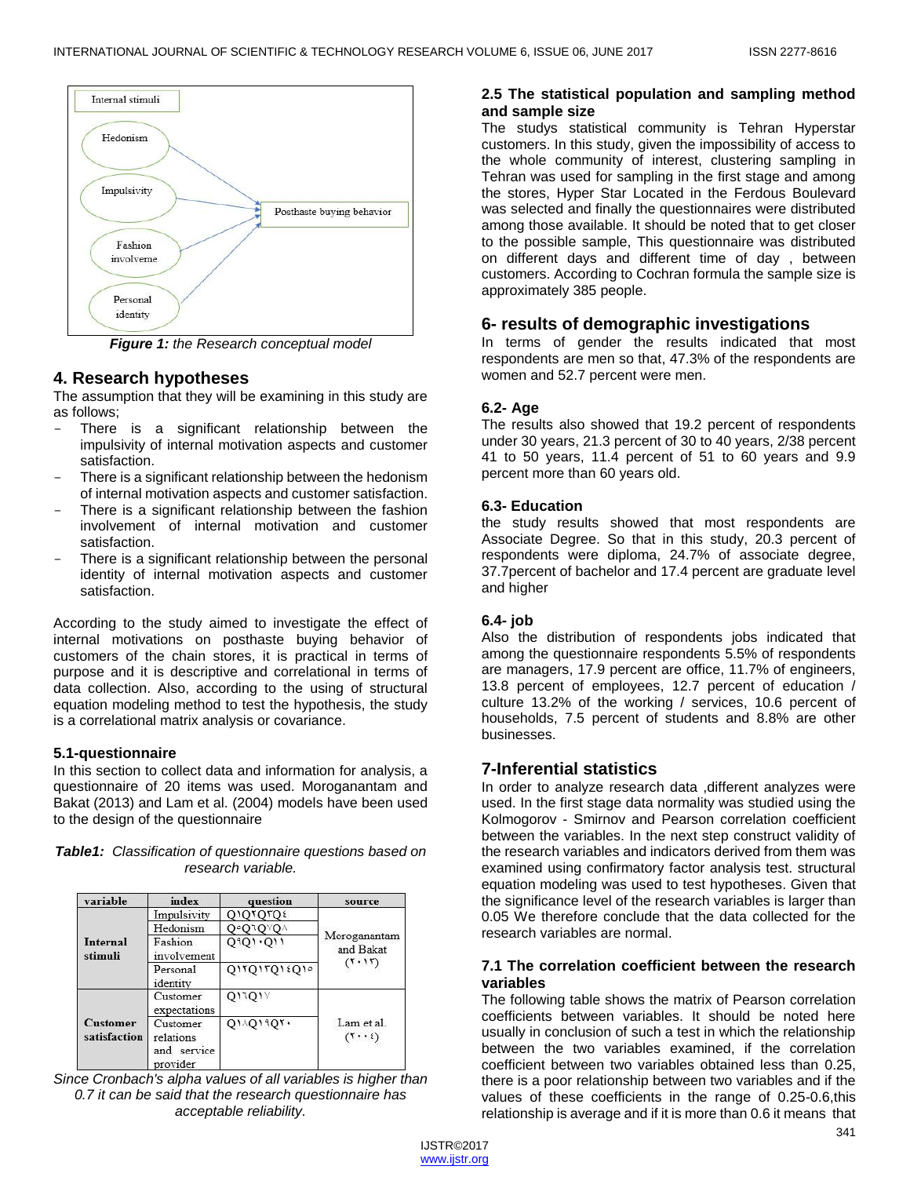Internal stimuli

Hedonism

Impulsivity

Fashion involveme

Personal identity

Posthaste buying behavior

***Figure 1:*** *the Research conceptual model*

## 4. Research hypotheses

The assumption that they will be examining in this study are as follows;

- There is a significant relationship between the impulsivity of internal motivation aspects and customer satisfaction.
- There is a significant relationship between the hedonism of internal motivation aspects and customer satisfaction.
- There is a significant relationship between the fashion involvement of internal motivation and customer satisfaction.
- There is a significant relationship between the personal identity of internal motivation aspects and customer satisfaction.

According to the study aimed to investigate the effect of internal motivations on posthaste buying behavior of customers of the chain stores, it is practical in terms of purpose and it is descriptive and correlational in terms of data collection. Also, according to the using of structural equation modeling method to test the hypothesis, the study is a correlational matrix analysis or covariance.

### 5.1-questionnaire

In this section to collect data and information for analysis, a questionnaire of 20 items was used. Moroganantam and Bakat (2013) and Lam et al. (2004) models have been used to the design of the questionnaire

***Table1:*** *Classification of questionnaire questions based on research variable.*

| variable | index | question | source |
|---|---|---|---|
| Internal stimuli | Impulsivity | Q۱Q۲Q۳Q۴ | Moroganantam and Bakat (۲۰۱۳) |
| | Hedonism | Q۵Q۶Q۷Q۸ | |
| | Fashion involvement | Q۹Q۱۰Q۱۱ | |
| | Personal identity | Q۱۲Q۱۳Q۱۴Q۱۵ | |
| Customer satisfaction | Customer expectations | Q۱۶Q۱۷ | Lam et al. (۲۰۰۴) |
| | Customer relations and service provider | Q۱۸Q۱۹Q۲۰ | |

*Since Cronbach's alpha values of all variables is higher than 0.7 it can be said that the research questionnaire has acceptable reliability.*

### 2.5 The statistical population and sampling method and sample size

The studys statistical community is Tehran Hyperstar customers. In this study, given the impossibility of access to the whole community of interest, clustering sampling in Tehran was used for sampling in the first stage and among the stores, Hyper Star Located in the Ferdous Boulevard was selected and finally the questionnaires were distributed among those available. It should be noted that to get closer to the possible sample, This questionnaire was distributed on different days and different time of day , between customers. According to Cochran formula the sample size is approximately 385 people.

## 6- results of demographic investigations

In terms of gender the results indicated that most respondents are men so that, 47.3% of the respondents are women and 52.7 percent were men.

### 6.2- Age

The results also showed that 19.2 percent of respondents under 30 years, 21.3 percent of 30 to 40 years, 2/38 percent 41 to 50 years, 11.4 percent of 51 to 60 years and 9.9 percent more than 60 years old.

### 6.3- Education

the study results showed that most respondents are Associate Degree. So that in this study, 20.3 percent of respondents were diploma, 24.7% of associate degree, 37.7percent of bachelor and 17.4 percent are graduate level and higher

### 6.4- job

Also the distribution of respondents jobs indicated that among the questionnaire respondents 5.5% of respondents are managers, 17.9 percent are office, 11.7% of engineers, 13.8 percent of employees, 12.7 percent of education / culture 13.2% of the working / services, 10.6 percent of households, 7.5 percent of students and 8.8% are other businesses.

## 7-Inferential statistics

In order to analyze research data ,different analyzes were used. In the first stage data normality was studied using the Kolmogorov - Smirnov and Pearson correlation coefficient between the variables. In the next step construct validity of the research variables and indicators derived from them was examined using confirmatory factor analysis test. structural equation modeling was used to test hypotheses. Given that the significance level of the research variables is larger than 0.05 We therefore conclude that the data collected for the research variables are normal.

### 7.1 The correlation coefficient between the research variables

The following table shows the matrix of Pearson correlation coefficients between variables. It should be noted here usually in conclusion of such a test in which the relationship between the two variables examined, if the correlation coefficient between two variables obtained less than 0.25, there is a poor relationship between two variables and if the values of these coefficients in the range of 0.25-0.6,this relationship is average and if it is more than 0.6 it means that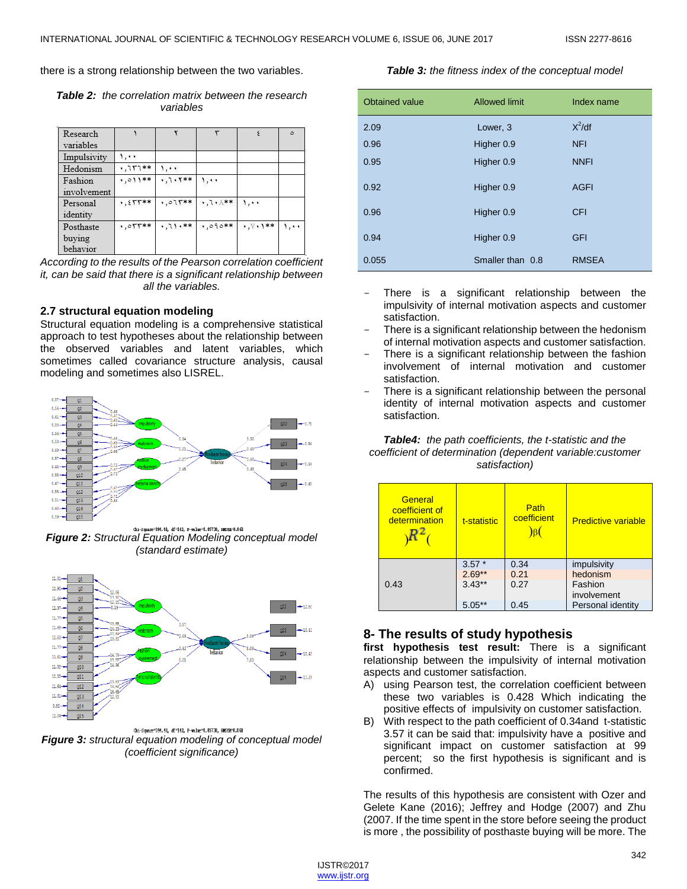there is a strong relationship between the two variables.

***Table 2:*** *the correlation matrix between the research variables*

| Research variables | ١ | ٢ | ٣ | ٤ | ٥ |
|---|---|---|---|---|---|
| Impulsivity | ١,٠٠ | | | | |
| Hedonism | ٠,٦٣٦** | ١,٠٠ | | | |
| Fashion involvement | ٠,٥١١** | ٠,٦٠٢** | ١,٠٠ | | |
| Personal identity | ٠,٤٣٣** | ٠,٥٦٣** | ٠,٦٠٨** | ١,٠٠ | |
| Posthaste buying behavior | ٠,٥٣٣** | ٠,٦١٠** | ٠,٥٩٥** | ٠,٧٠١** | ١,٠٠ |

*According to the results of the Pearson correlation coefficient it, can be said that there is a significant relationship between all the variables.*

### 2.7 structural equation modeling

Structural equation modeling is a comprehensive statistical approach to test hypotheses about the relationship between the observed variables and latent variables, which sometimes called covariance structure analysis, causal modeling and sometimes also LISREL.

***Figure 2:*** *Structural Equation Modeling conceptual model (standard estimate)*

***Figure 3:*** *structural equation modeling of conceptual model (coefficient significance)*

***Table 3:*** *the fitness index of the conceptual model*

| Obtained value | Allowed limit | Index name |
|---|---|---|
| 2.09 | Lower, 3 | $X^2$/df |
| 0.96 | Higher 0.9 | NFI |
| 0.95 | Higher 0.9 | NNFI |
| 0.92 | Higher 0.9 | AGFI |
| 0.96 | Higher 0.9 | CFI |
| 0.94 | Higher 0.9 | GFI |
| 0.055 | Smaller than 0.8 | RMSEA |

- There is a significant relationship between the impulsivity of internal motivation aspects and customer satisfaction.
- There is a significant relationship between the hedonism of internal motivation aspects and customer satisfaction.
- There is a significant relationship between the fashion involvement of internal motivation and customer satisfaction.
- There is a significant relationship between the personal identity of internal motivation aspects and customer satisfaction.

***Table4:*** *the path coefficients, the t-statistic and the coefficient of determination (dependent variable:customer satisfaction)*

| General coefficient of determination )$R^2$( | t-statistic | Path coefficient )β( | Predictive variable |
|---|---|---|---|
| 0.43 | 3.57 * | 0.34 | impulsivity |
| | 2.69** | 0.21 | hedonism |
| | 3.43** | 0.27 | Fashion involvement |
| | 5.05** | 0.45 | Personal identity |

## 8- The results of study hypothesis

**first hypothesis test result:** There is a significant relationship between the impulsivity of internal motivation aspects and customer satisfaction.

A) using Pearson test, the correlation coefficient between these two variables is 0.428 Which indicating the positive effects of impulsivity on customer satisfaction.

B) With respect to the path coefficient of 0.34and t-statistic 3.57 it can be said that: impulsivity have a positive and significant impact on customer satisfaction at 99 percent; so the first hypothesis is significant and is confirmed.

The results of this hypothesis are consistent with Ozer and Gelete Kane (2016); Jeffrey and Hodge (2007) and Zhu (2007. If the time spent in the store before seeing the product is more , the possibility of posthaste buying will be more. The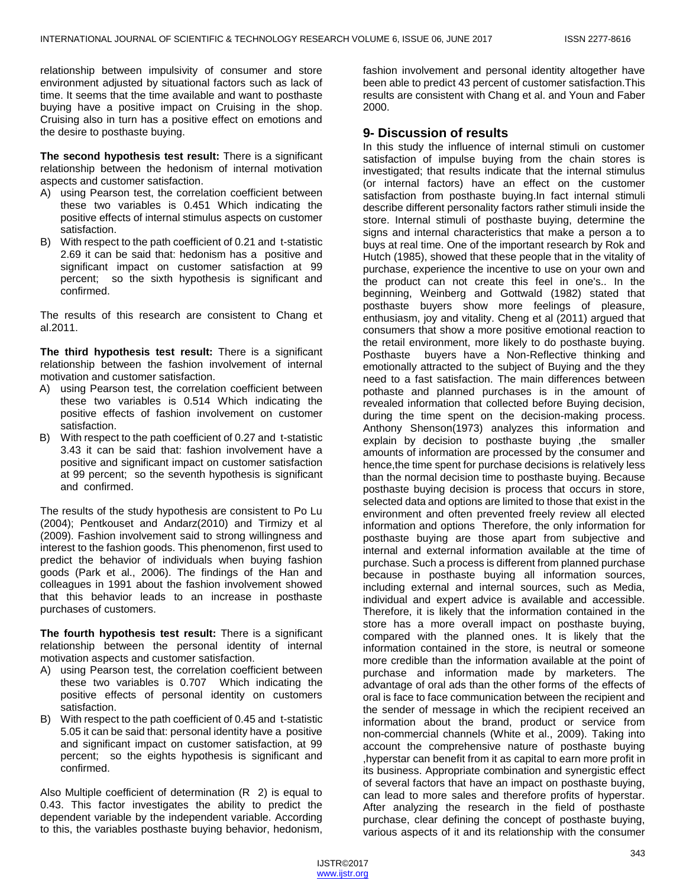relationship between impulsivity of consumer and store environment adjusted by situational factors such as lack of time. It seems that the time available and want to posthaste buying have a positive impact on Cruising in the shop. Cruising also in turn has a positive effect on emotions and the desire to posthaste buying.

**The second hypothesis test result:** There is a significant relationship between the hedonism of internal motivation aspects and customer satisfaction.

A) using Pearson test, the correlation coefficient between these two variables is 0.451 Which indicating the positive effects of internal stimulus aspects on customer satisfaction.

B) With respect to the path coefficient of 0.21 and t-statistic 2.69 it can be said that: hedonism has a positive and significant impact on customer satisfaction at 99 percent; so the sixth hypothesis is significant and confirmed.

The results of this research are consistent to Chang et al.2011.

**The third hypothesis test result:** There is a significant relationship between the fashion involvement of internal motivation and customer satisfaction.

A) using Pearson test, the correlation coefficient between these two variables is 0.514 Which indicating the positive effects of fashion involvement on customer satisfaction.

B) With respect to the path coefficient of 0.27 and t-statistic 3.43 it can be said that: fashion involvement have a positive and significant impact on customer satisfaction at 99 percent; so the seventh hypothesis is significant and confirmed.

The results of the study hypothesis are consistent to Po Lu (2004); Pentkouset and Andarz(2010) and Tirmizy et al (2009). Fashion involvement said to strong willingness and interest to the fashion goods. This phenomenon, first used to predict the behavior of individuals when buying fashion goods (Park et al., 2006). The findings of the Han and colleagues in 1991 about the fashion involvement showed that this behavior leads to an increase in posthaste purchases of customers.

**The fourth hypothesis test result:** There is a significant relationship between the personal identity of internal motivation aspects and customer satisfaction.

A) using Pearson test, the correlation coefficient between these two variables is 0.707 Which indicating the positive effects of personal identity on customers satisfaction.

B) With respect to the path coefficient of 0.45 and t-statistic 5.05 it can be said that: personal identity have a positive and significant impact on customer satisfaction, at 99 percent; so the eights hypothesis is significant and confirmed.

Also Multiple coefficient of determination ($R^2$) is equal to 0.43. This factor investigates the ability to predict the dependent variable by the independent variable. According to this, the variables posthaste buying behavior, hedonism, fashion involvement and personal identity altogether have been able to predict 43 percent of customer satisfaction.This results are consistent with Chang et al. and Youn and Faber 2000.

## 9- Discussion of results

In this study the influence of internal stimuli on customer satisfaction of impulse buying from the chain stores is investigated; that results indicate that the internal stimulus (or internal factors) have an effect on the customer satisfaction from posthaste buying.In fact internal stimuli describe different personality factors rather stimuli inside the store. Internal stimuli of posthaste buying, determine the signs and internal characteristics that make a person a to buys at real time. One of the important research by Rok and Hutch (1985), showed that these people that in the vitality of purchase, experience the incentive to use on your own and the product can not create this feel in one's.. In the beginning, Weinberg and Gottwald (1982) stated that posthaste buyers show more feelings of pleasure, enthusiasm, joy and vitality. Cheng et al (2011) argued that consumers that show a more positive emotional reaction to the retail environment, more likely to do posthaste buying. Posthaste buyers have a Non-Reflective thinking and emotionally attracted to the subject of Buying and the they need to a fast satisfaction. The main differences between pothaste and planned purchases is in the amount of revealed information that collected before Buying decision, during the time spent on the decision-making process. Anthony Shenson(1973) analyzes this information and explain by decision to posthaste buying ,the smaller amounts of information are processed by the consumer and hence,the time spent for purchase decisions is relatively less than the normal decision time to posthaste buying. Because posthaste buying decision is process that occurs in store, selected data and options are limited to those that exist in the environment and often prevented freely review all elected information and options Therefore, the only information for posthaste buying are those apart from subjective and internal and external information available at the time of purchase. Such a process is different from planned purchase because in posthaste buying all information sources, including external and internal sources, such as Media, individual and expert advice is available and accessible. Therefore, it is likely that the information contained in the store has a more overall impact on posthaste buying, compared with the planned ones. It is likely that the information contained in the store, is neutral or someone more credible than the information available at the point of purchase and information made by marketers. The advantage of oral ads than the other forms of the effects of oral is face to face communication between the recipient and the sender of message in which the recipient received an information about the brand, product or service from non-commercial channels (White et al., 2009). Taking into account the comprehensive nature of posthaste buying ,hyperstar can benefit from it as capital to earn more profit in its business. Appropriate combination and synergistic effect of several factors that have an impact on posthaste buying, can lead to more sales and therefore profits of hyperstar. After analyzing the research in the field of posthaste purchase, clear defining the concept of posthaste buying, various aspects of it and its relationship with the consumer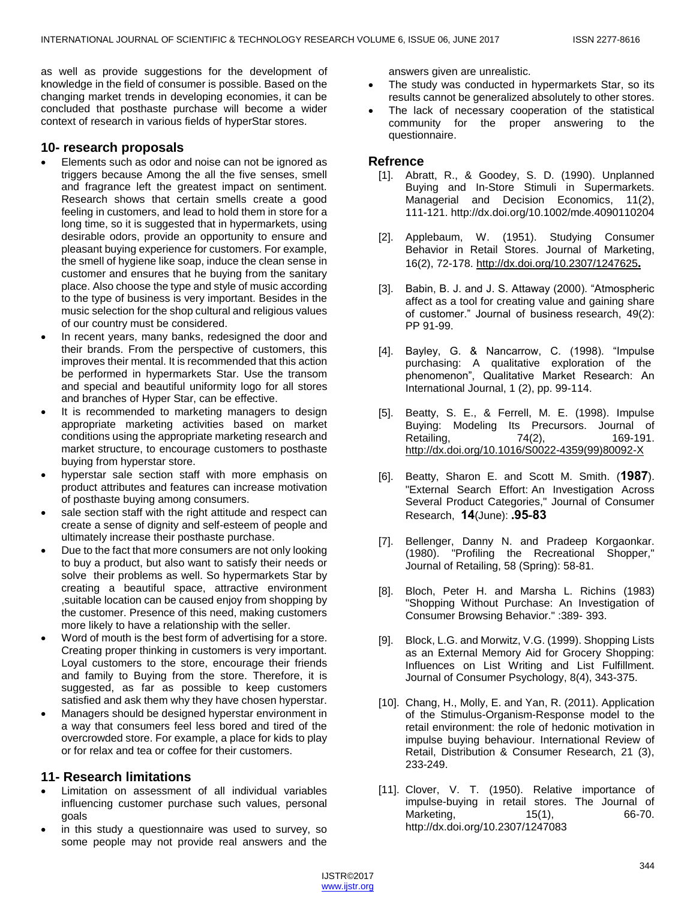as well as provide suggestions for the development of knowledge in the field of consumer is possible. Based on the changing market trends in developing economies, it can be concluded that posthaste purchase will become a wider context of research in various fields of hyperStar stores.

## 10- research proposals

- Elements such as odor and noise can not be ignored as triggers because Among the all the five senses, smell and fragrance left the greatest impact on sentiment. Research shows that certain smells create a good feeling in customers, and lead to hold them in store for a long time, so it is suggested that in hypermarkets, using desirable odors, provide an opportunity to ensure and pleasant buying experience for customers. For example, the smell of hygiene like soap, induce the clean sense in customer and ensures that he buying from the sanitary place. Also choose the type and style of music according to the type of business is very important. Besides in the music selection for the shop cultural and religious values of our country must be considered.
- In recent years, many banks, redesigned the door and their brands. From the perspective of customers, this improves their mental. It is recommended that this action be performed in hypermarkets Star. Use the transom and special and beautiful uniformity logo for all stores and branches of Hyper Star, can be effective.
- It is recommended to marketing managers to design appropriate marketing activities based on market conditions using the appropriate marketing research and market structure, to encourage customers to posthaste buying from hyperstar store.
- hyperstar sale section staff with more emphasis on product attributes and features can increase motivation of posthaste buying among consumers.
- sale section staff with the right attitude and respect can create a sense of dignity and self-esteem of people and ultimately increase their posthaste purchase.
- Due to the fact that more consumers are not only looking to buy a product, but also want to satisfy their needs or solve their problems as well. So hypermarkets Star by creating a beautiful space, attractive environment ,suitable location can be caused enjoy from shopping by the customer. Presence of this need, making customers more likely to have a relationship with the seller.
- Word of mouth is the best form of advertising for a store. Creating proper thinking in customers is very important. Loyal customers to the store, encourage their friends and family to Buying from the store. Therefore, it is suggested, as far as possible to keep customers satisfied and ask them why they have chosen hyperstar.
- Managers should be designed hyperstar environment in a way that consumers feel less bored and tired of the overcrowded store. For example, a place for kids to play or for relax and tea or coffee for their customers.

## 11- Research limitations

- Limitation on assessment of all individual variables influencing customer purchase such values, personal goals
- in this study a questionnaire was used to survey, so some people may not provide real answers and the answers given are unrealistic.
- The study was conducted in hypermarkets Star, so its results cannot be generalized absolutely to other stores.
- The lack of necessary cooperation of the statistical community for the proper answering to the questionnaire.

## Refrence

[1]. Abratt, R., & Goodey, S. D. (1990). Unplanned Buying and In-Store Stimuli in Supermarkets. Managerial and Decision Economics, 11(2), 111-121. http://dx.doi.org/10.1002/mde.4090110204

[2]. Applebaum, W. (1951). Studying Consumer Behavior in Retail Stores. Journal of Marketing, 16(2), 72-178. http://dx.doi.org/10.2307/1247625.

[3]. Babin, B. J. and J. S. Attaway (2000). "Atmospheric affect as a tool for creating value and gaining share of customer." Journal of business research, 49(2): PP 91-99.

[4]. Bayley, G. & Nancarrow, C. (1998). "Impulse purchasing: A qualitative exploration of the phenomenon", Qualitative Market Research: An International Journal, 1 (2), pp. 99-114.

[5]. Beatty, S. E., & Ferrell, M. E. (1998). Impulse Buying: Modeling Its Precursors. Journal of Retailing, 74(2), 169-191. http://dx.doi.org/10.1016/S0022-4359(99)80092-X

[6]. Beatty, Sharon E. and Scott M. Smith. (**1987**). "External Search Effort: An Investigation Across Several Product Categories," Journal of Consumer Research, **14**(June): **.95-83**

[7]. Bellenger, Danny N. and Pradeep Korgaonkar. (1980). "Profiling the Recreational Shopper," Journal of Retailing, 58 (Spring): 58-81.

[8]. Bloch, Peter H. and Marsha L. Richins (1983) "Shopping Without Purchase: An Investigation of Consumer Browsing Behavior." :389- 393.

[9]. Block, L.G. and Morwitz, V.G. (1999). Shopping Lists as an External Memory Aid for Grocery Shopping: Influences on List Writing and List Fulfillment. Journal of Consumer Psychology, 8(4), 343-375.

[10]. Chang, H., Molly, E. and Yan, R. (2011). Application of the Stimulus-Organism-Response model to the retail environment: the role of hedonic motivation in impulse buying behaviour. International Review of Retail, Distribution & Consumer Research, 21 (3), 233-249.

[11]. Clover, V. T. (1950). Relative importance of impulse-buying in retail stores. The Journal of Marketing, 15(1), 66-70. http://dx.doi.org/10.2307/1247083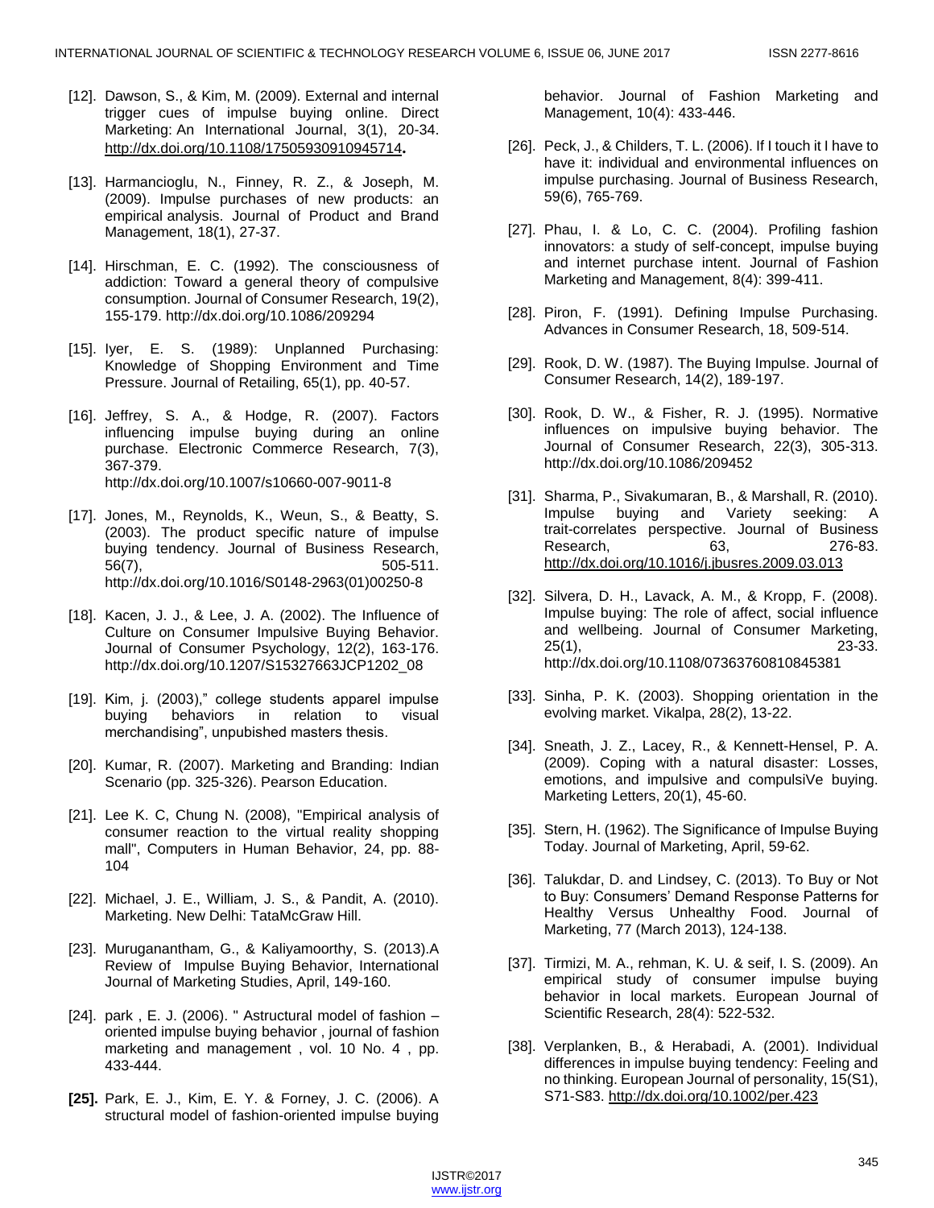[12]. Dawson, S., & Kim, M. (2009). External and internal trigger cues of impulse buying online. Direct Marketing: An International Journal, 3(1), 20-34. http://dx.doi.org/10.1108/17505930910945714.

[13]. Harmancioglu, N., Finney, R. Z., & Joseph, M. (2009). Impulse purchases of new products: an empirical analysis. Journal of Product and Brand Management, 18(1), 27-37.

[14]. Hirschman, E. C. (1992). The consciousness of addiction: Toward a general theory of compulsive consumption. Journal of Consumer Research, 19(2), 155-179. http://dx.doi.org/10.1086/209294

[15]. Iyer, E. S. (1989): Unplanned Purchasing: Knowledge of Shopping Environment and Time Pressure. Journal of Retailing, 65(1), pp. 40-57.

[16]. Jeffrey, S. A., & Hodge, R. (2007). Factors influencing impulse buying during an online purchase. Electronic Commerce Research, 7(3), 367-379. http://dx.doi.org/10.1007/s10660-007-9011-8

[17]. Jones, M., Reynolds, K., Weun, S., & Beatty, S. (2003). The product specific nature of impulse buying tendency. Journal of Business Research, 56(7), 505-511. http://dx.doi.org/10.1016/S0148-2963(01)00250-8

[18]. Kacen, J. J., & Lee, J. A. (2002). The Influence of Culture on Consumer Impulsive Buying Behavior. Journal of Consumer Psychology, 12(2), 163-176. http://dx.doi.org/10.1207/S15327663JCP1202_08

[19]. Kim, j. (2003)," college students apparel impulse buying behaviors in relation to visual merchandising", unpubished masters thesis.

[20]. Kumar, R. (2007). Marketing and Branding: Indian Scenario (pp. 325-326). Pearson Education.

[21]. Lee K. C, Chung N. (2008), "Empirical analysis of consumer reaction to the virtual reality shopping mall", Computers in Human Behavior, 24, pp. 88-104

[22]. Michael, J. E., William, J. S., & Pandit, A. (2010). Marketing. New Delhi: TataMcGraw Hill.

[23]. Muruganantham, G., & Kaliyamoorthy, S. (2013).A Review of Impulse Buying Behavior, International Journal of Marketing Studies, April, 149-160.

[24]. park , E. J. (2006). " Astructural model of fashion – oriented impulse buying behavior , journal of fashion marketing and management , vol. 10 No. 4 , pp. 433-444.

**[25].** Park, E. J., Kim, E. Y. & Forney, J. C. (2006). A structural model of fashion-oriented impulse buying behavior. Journal of Fashion Marketing and Management, 10(4): 433-446.

[26]. Peck, J., & Childers, T. L. (2006). If I touch it I have to have it: individual and environmental influences on impulse purchasing. Journal of Business Research, 59(6), 765-769.

[27]. Phau, I. & Lo, C. C. (2004). Profiling fashion innovators: a study of self-concept, impulse buying and internet purchase intent. Journal of Fashion Marketing and Management, 8(4): 399-411.

[28]. Piron, F. (1991). Defining Impulse Purchasing. Advances in Consumer Research, 18, 509-514.

[29]. Rook, D. W. (1987). The Buying Impulse. Journal of Consumer Research, 14(2), 189-197.

[30]. Rook, D. W., & Fisher, R. J. (1995). Normative influences on impulsive buying behavior. The Journal of Consumer Research, 22(3), 305-313. http://dx.doi.org/10.1086/209452

[31]. Sharma, P., Sivakumaran, B., & Marshall, R. (2010). Impulse buying and Variety seeking: A trait-correlates perspective. Journal of Business Research, 63, 276-83. http://dx.doi.org/10.1016/j.jbusres.2009.03.013

[32]. Silvera, D. H., Lavack, A. M., & Kropp, F. (2008). Impulse buying: The role of affect, social influence and wellbeing. Journal of Consumer Marketing, 25(1), 23-33. http://dx.doi.org/10.1108/07363760810845381

[33]. Sinha, P. K. (2003). Shopping orientation in the evolving market. Vikalpa, 28(2), 13-22.

[34]. Sneath, J. Z., Lacey, R., & Kennett-Hensel, P. A. (2009). Coping with a natural disaster: Losses, emotions, and impulsive and compulsiVe buying. Marketing Letters, 20(1), 45-60.

[35]. Stern, H. (1962). The Significance of Impulse Buying Today. Journal of Marketing, April, 59-62.

[36]. Talukdar, D. and Lindsey, C. (2013). To Buy or Not to Buy: Consumers' Demand Response Patterns for Healthy Versus Unhealthy Food. Journal of Marketing, 77 (March 2013), 124-138.

[37]. Tirmizi, M. A., rehman, K. U. & seif, I. S. (2009). An empirical study of consumer impulse buying behavior in local markets. European Journal of Scientific Research, 28(4): 522-532.

[38]. Verplanken, B., & Herabadi, A. (2001). Individual differences in impulse buying tendency: Feeling and no thinking. European Journal of personality, 15(S1), S71-S83. http://dx.doi.org/10.1002/per.423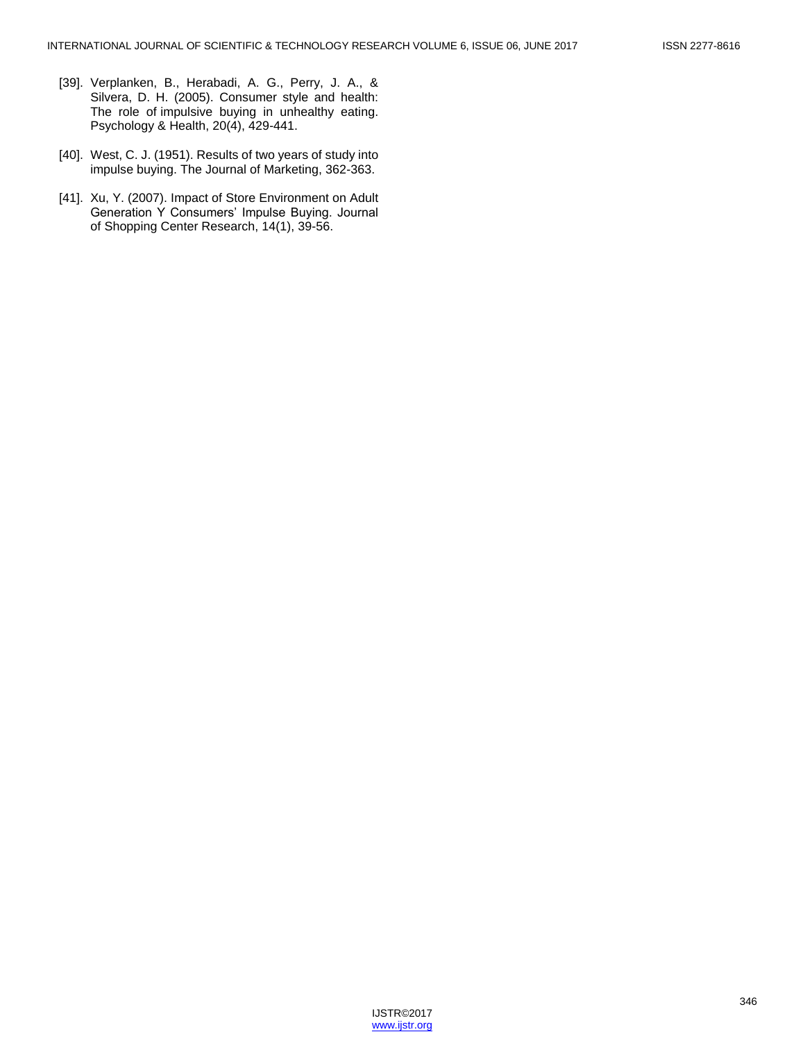[39]. Verplanken, B., Herabadi, A. G., Perry, J. A., & Silvera, D. H. (2005). Consumer style and health: The role of impulsive buying in unhealthy eating. Psychology & Health, 20(4), 429-441.

[40]. West, C. J. (1951). Results of two years of study into impulse buying. The Journal of Marketing, 362-363.

[41]. Xu, Y. (2007). Impact of Store Environment on Adult Generation Y Consumers' Impulse Buying. Journal of Shopping Center Research, 14(1), 39-56.